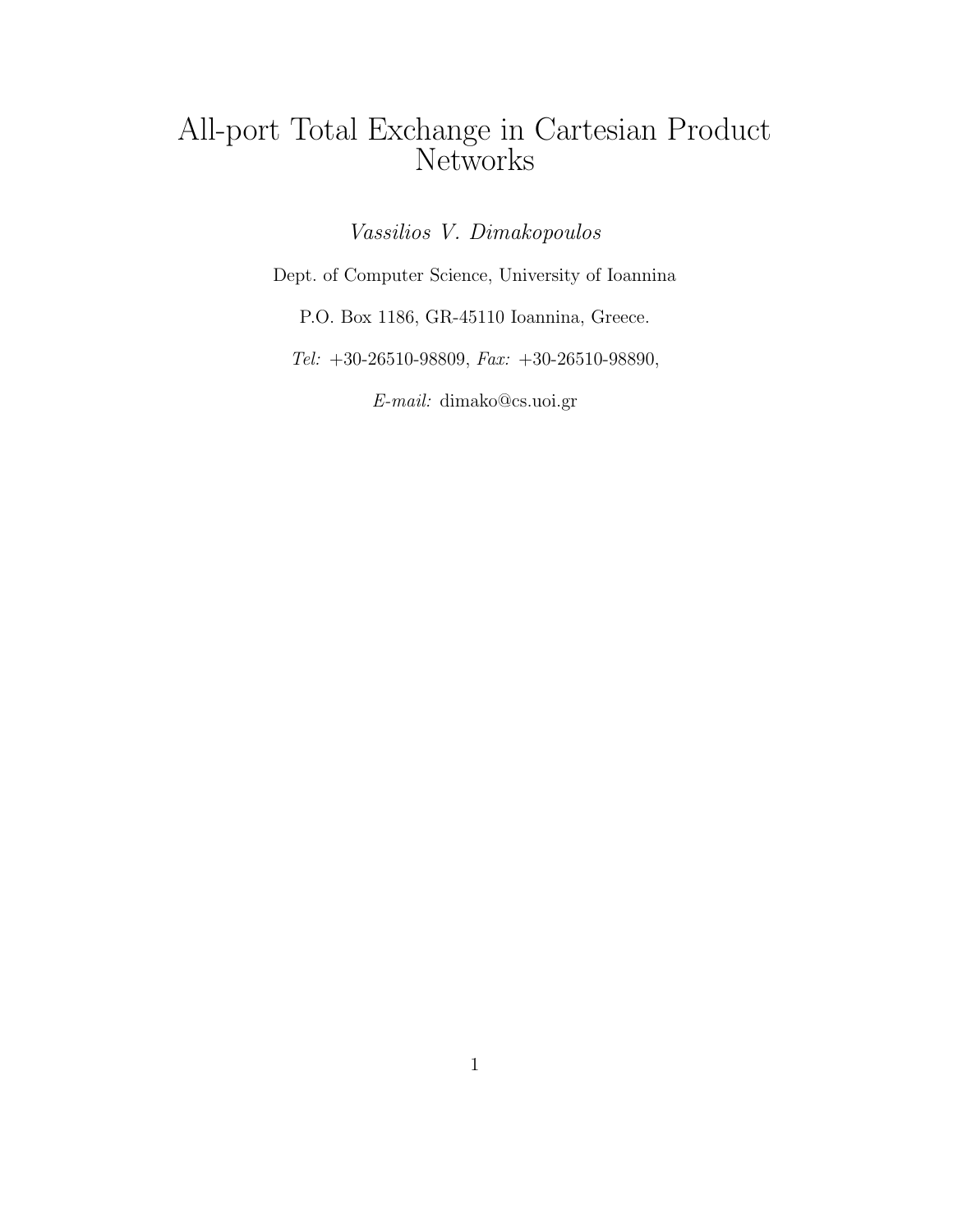# All-port Total Exchange in Cartesian Product Networks

*Vassilios V. Dimakopoulos*

Dept. of Computer Science, University of Ioannina

P.O. Box 1186, GR-45110 Ioannina, Greece.

*Tel:* +30-26510-98809, *Fax:* +30-26510-98890,

*E-mail:* dimako@cs.uoi.gr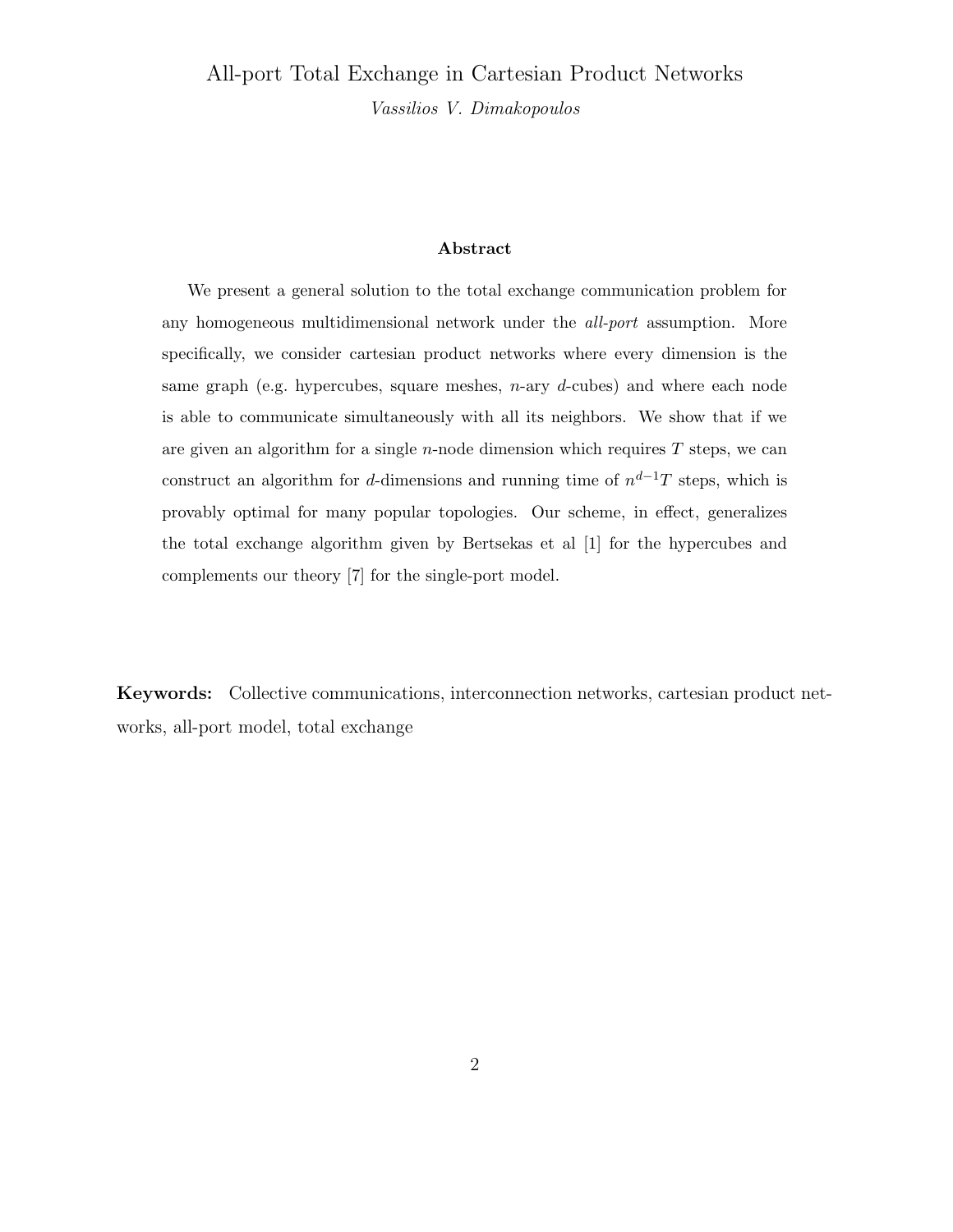# All-port Total Exchange in Cartesian Product Networks

*Vassilios V. Dimakopoulos*

## Abstract

We present a general solution to the total exchange communication problem for any homogeneous multidimensional network under the *all-port* assumption. More specifically, we consider cartesian product networks where every dimension is the same graph (e.g. hypercubes, square meshes, $n$-ary $d$-cubes) and where each node is able to communicate simultaneously with all its neighbors. We show that if we are given an algorithm for a single $n$-node dimension which requires $T$ steps, we can construct an algorithm for $d$-dimensions and running time of $n^{d-1}T$ steps, which is provably optimal for many popular topologies. Our scheme, in effect, generalizes the total exchange algorithm given by Bertsekas et al [1] for the hypercubes and complements our theory [7] for the single-port model.

**Keywords:** Collective communications, interconnection networks, cartesian product networks, all-port model, total exchange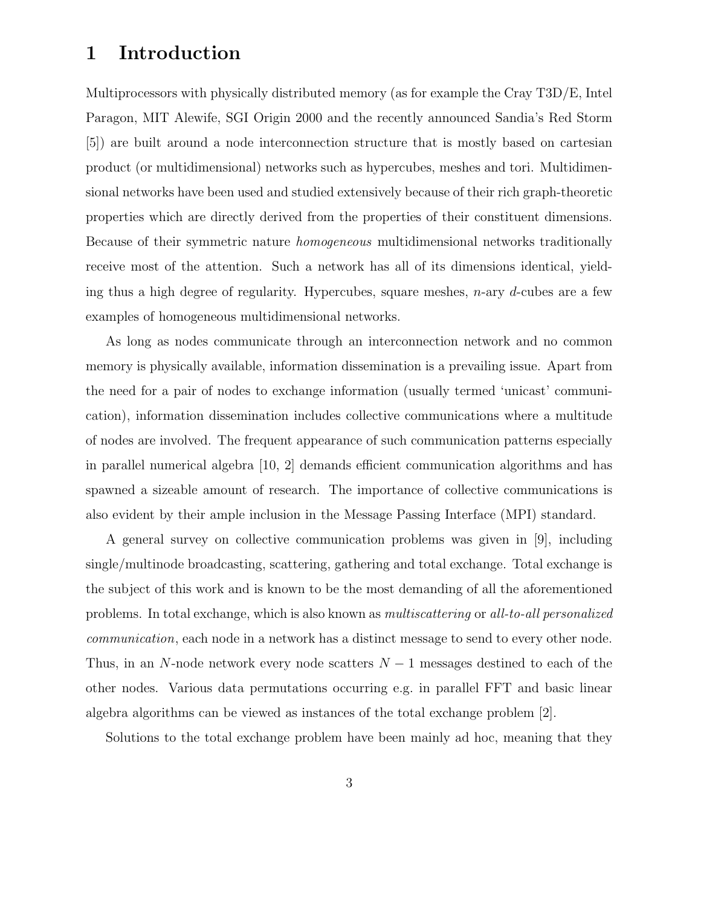# 1 Introduction

Multiprocessors with physically distributed memory (as for example the Cray T3D/E, Intel Paragon, MIT Alewife, SGI Origin 2000 and the recently announced Sandia's Red Storm [5]) are built around a node interconnection structure that is mostly based on cartesian product (or multidimensional) networks such as hypercubes, meshes and tori. Multidimensional networks have been used and studied extensively because of their rich graph-theoretic properties which are directly derived from the properties of their constituent dimensions. Because of their symmetric nature *homogeneous* multidimensional networks traditionally receive most of the attention. Such a network has all of its dimensions identical, yielding thus a high degree of regularity. Hypercubes, square meshes, $n$-ary $d$-cubes are a few examples of homogeneous multidimensional networks.

As long as nodes communicate through an interconnection network and no common memory is physically available, information dissemination is a prevailing issue. Apart from the need for a pair of nodes to exchange information (usually termed 'unicast' communication), information dissemination includes collective communications where a multitude of nodes are involved. The frequent appearance of such communication patterns especially in parallel numerical algebra [10, 2] demands efficient communication algorithms and has spawned a sizeable amount of research. The importance of collective communications is also evident by their ample inclusion in the Message Passing Interface (MPI) standard.

A general survey on collective communication problems was given in [9], including single/multinode broadcasting, scattering, gathering and total exchange. Total exchange is the subject of this work and is known to be the most demanding of all the aforementioned problems. In total exchange, which is also known as *multiscattering* or *all-to-all personalized communication*, each node in a network has a distinct message to send to every other node. Thus, in an $N$-node network every node scatters $N-1$ messages destined to each of the other nodes. Various data permutations occurring e.g. in parallel FFT and basic linear algebra algorithms can be viewed as instances of the total exchange problem [2].

Solutions to the total exchange problem have been mainly ad hoc, meaning that they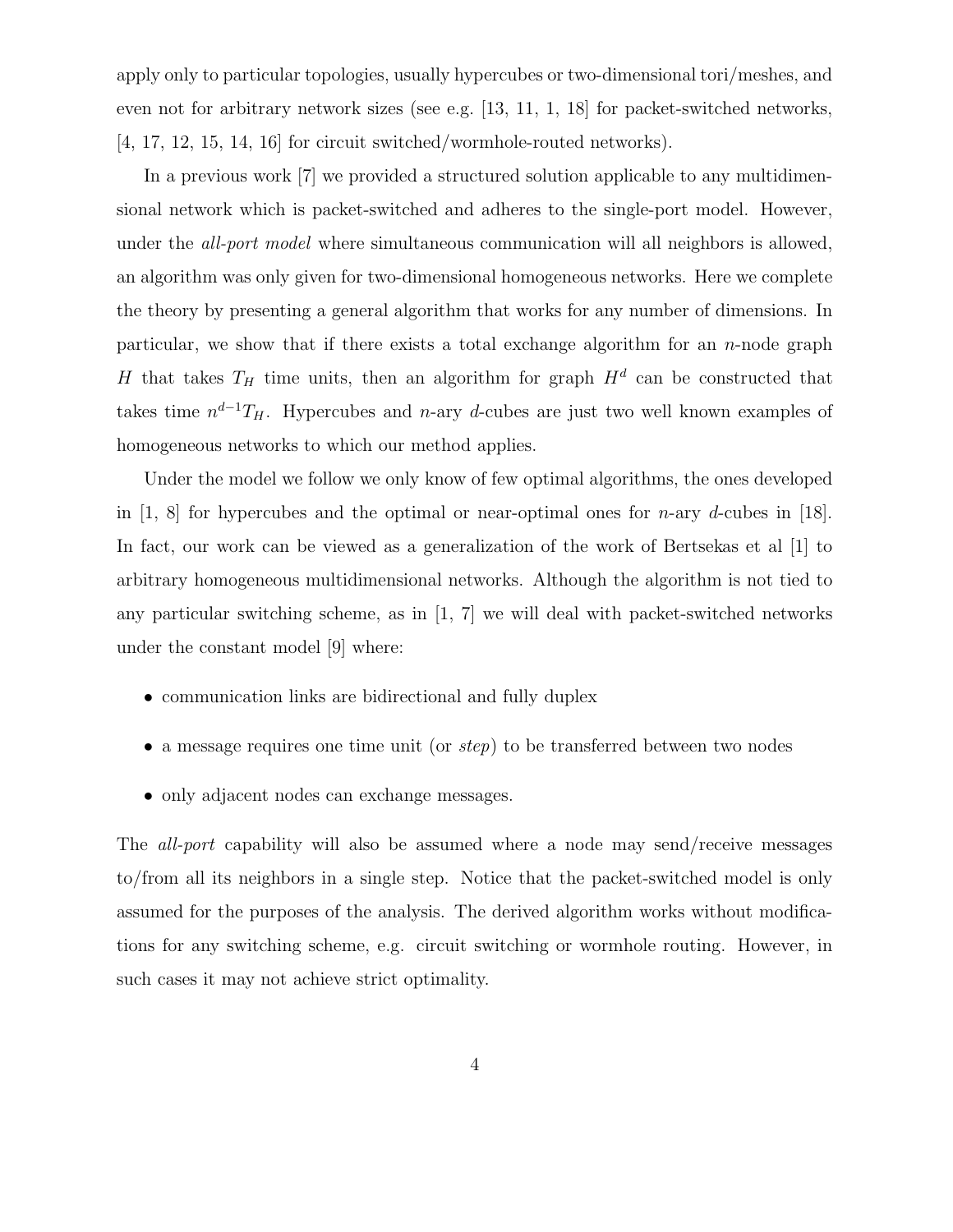apply only to particular topologies, usually hypercubes or two-dimensional tori/meshes, and even not for arbitrary network sizes (see e.g. [13, 11, 1, 18] for packet-switched networks, [4, 17, 12, 15, 14, 16] for circuit switched/wormhole-routed networks).

In a previous work [7] we provided a structured solution applicable to any multidimensional network which is packet-switched and adheres to the single-port model. However, under the *all-port model* where simultaneous communication will all neighbors is allowed, an algorithm was only given for two-dimensional homogeneous networks. Here we complete the theory by presenting a general algorithm that works for any number of dimensions. In particular, we show that if there exists a total exchange algorithm for an $n$-node graph $H$ that takes $T_H$ time units, then an algorithm for graph $H^d$ can be constructed that takes time $n^{d-1}T_H$. Hypercubes and $n$-ary $d$-cubes are just two well known examples of homogeneous networks to which our method applies.

Under the model we follow we only know of few optimal algorithms, the ones developed in [1, 8] for hypercubes and the optimal or near-optimal ones for $n$-ary $d$-cubes in [18]. In fact, our work can be viewed as a generalization of the work of Bertsekas et al [1] to arbitrary homogeneous multidimensional networks. Although the algorithm is not tied to any particular switching scheme, as in [1, 7] we will deal with packet-switched networks under the constant model [9] where:

- communication links are bidirectional and fully duplex
- a message requires one time unit (or *step*) to be transferred between two nodes
- only adjacent nodes can exchange messages.

The *all-port* capability will also be assumed where a node may send/receive messages to/from all its neighbors in a single step. Notice that the packet-switched model is only assumed for the purposes of the analysis. The derived algorithm works without modifications for any switching scheme, e.g. circuit switching or wormhole routing. However, in such cases it may not achieve strict optimality.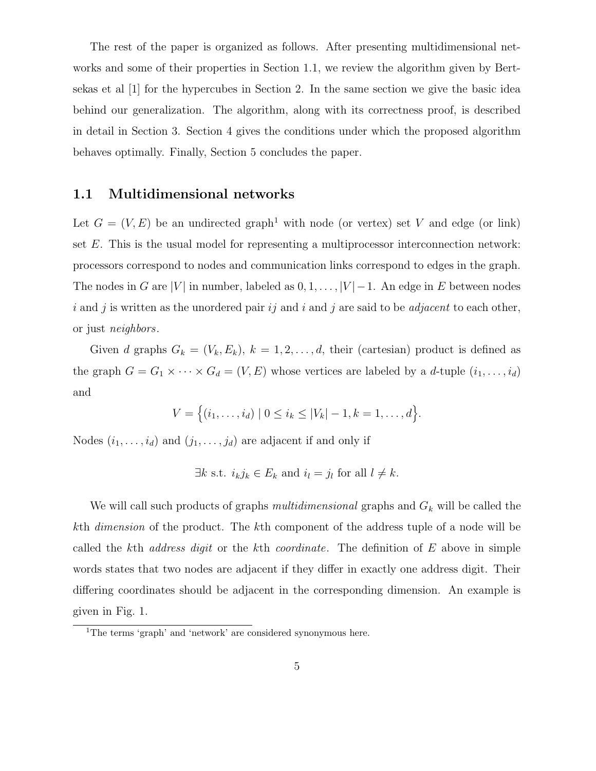The rest of the paper is organized as follows. After presenting multidimensional networks and some of their properties in Section 1.1, we review the algorithm given by Bertsekas et al [1] for the hypercubes in Section 2. In the same section we give the basic idea behind our generalization. The algorithm, along with its correctness proof, is described in detail in Section 3. Section 4 gives the conditions under which the proposed algorithm behaves optimally. Finally, Section 5 concludes the paper.

## 1.1 Multidimensional networks

Let $G = (V, E)$ be an undirected graph[1] with node (or vertex) set $V$ and edge (or link) set $E$. This is the usual model for representing a multiprocessor interconnection network: processors correspond to nodes and communication links correspond to edges in the graph. The nodes in $G$ are $|V|$ in number, labeled as $0, 1, \ldots, |V|-1$. An edge in $E$ between nodes $i$ and $j$ is written as the unordered pair $ij$ and $i$ and $j$ are said to be *adjacent* to each other, or just *neighbors*.

Given $d$ graphs $G_k = (V_k, E_k)$, $k = 1, 2, \ldots, d$, their (cartesian) product is defined as the graph $G = G_1 \times \cdots \times G_d = (V, E)$ whose vertices are labeled by a $d$-tuple $(i_1, \ldots, i_d)$ and

$$V = \Big\{(i_1, \ldots, i_d) \mid 0 \le i_k \le |V_k| - 1, k = 1, \ldots, d\Big\}.$$

Nodes $(i_1, \ldots, i_d)$ and $(j_1, \ldots, j_d)$ are adjacent if and only if

$$\exists k \text{ s.t. } i_k j_k \in E_k \text{ and } i_l = j_l \text{ for all } l \ne k.$$

We will call such products of graphs *multidimensional* graphs and $G_k$ will be called the $k$th *dimension* of the product. The $k$th component of the address tuple of a node will be called the $k$th *address digit* or the $k$th *coordinate*. The definition of $E$ above in simple words states that two nodes are adjacent if they differ in exactly one address digit. Their differing coordinates should be adjacent in the corresponding dimension. An example is given in Fig. 1.

[1] The terms 'graph' and 'network' are considered synonymous here.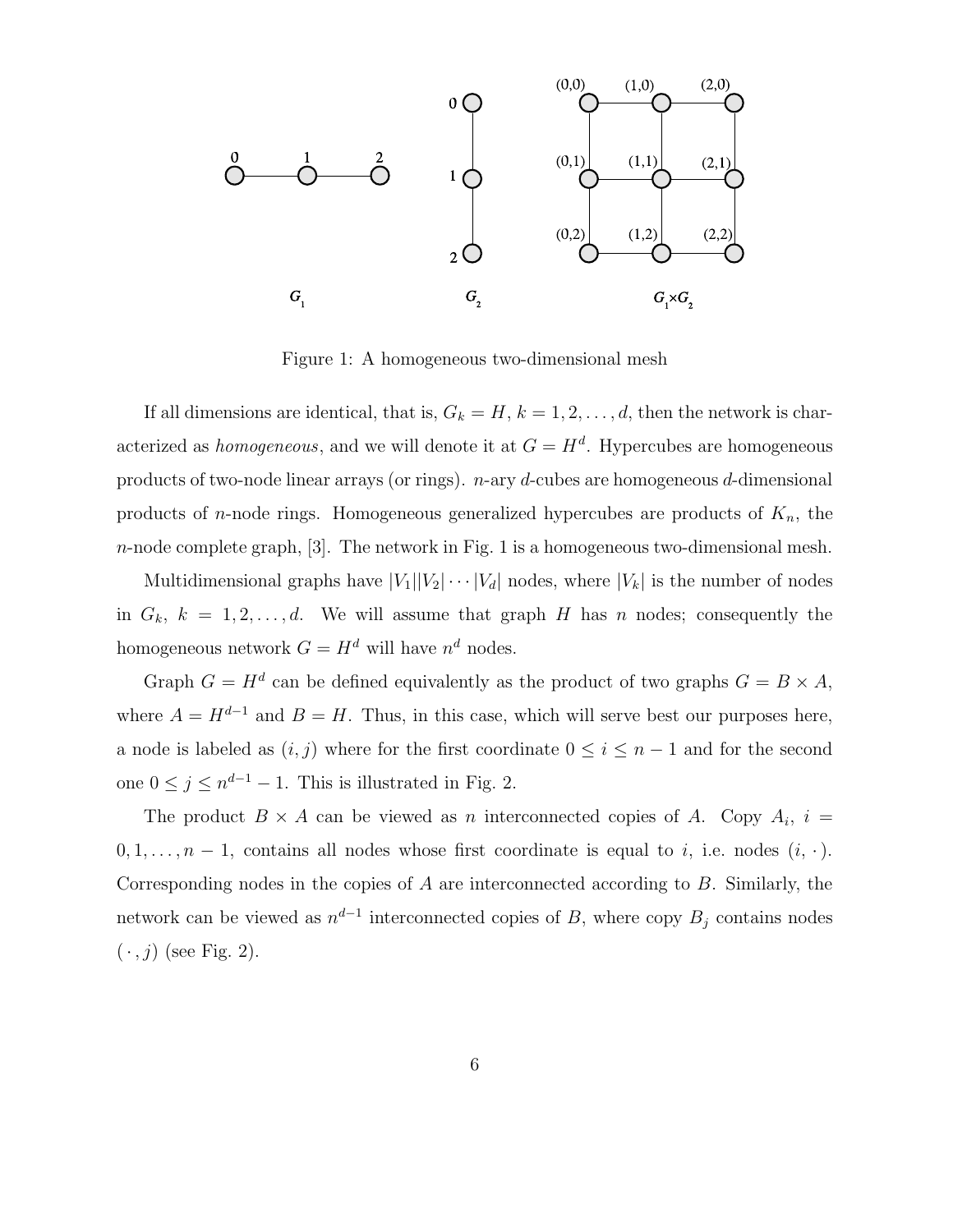Figure 1: A homogeneous two-dimensional mesh

If all dimensions are identical, that is, $G_k = H$, $k = 1, 2, \ldots, d$, then the network is characterized as *homogeneous*, and we will denote it at $G = H^d$. Hypercubes are homogeneous products of two-node linear arrays (or rings). $n$-ary $d$-cubes are homogeneous $d$-dimensional products of $n$-node rings. Homogeneous generalized hypercubes are products of $K_n$, the $n$-node complete graph, [3]. The network in Fig. 1 is a homogeneous two-dimensional mesh.

Multidimensional graphs have $|V_1||V_2| \cdots |V_d|$ nodes, where $|V_k|$ is the number of nodes in $G_k$, $k = 1, 2, \ldots, d$. We will assume that graph $H$ has $n$ nodes; consequently the homogeneous network $G = H^d$ will have $n^d$ nodes.

Graph $G = H^d$ can be defined equivalently as the product of two graphs $G = B \times A$, where $A = H^{d-1}$ and $B = H$. Thus, in this case, which will serve best our purposes here, a node is labeled as $(i, j)$ where for the first coordinate $0 \leq i \leq n - 1$ and for the second one $0 \leq j \leq n^{d-1} - 1$. This is illustrated in Fig. 2.

The product $B \times A$ can be viewed as $n$ interconnected copies of $A$. Copy $A_i$, $i = 0, 1, \ldots, n - 1$, contains all nodes whose first coordinate is equal to $i$, i.e. nodes $(i, \cdot)$. Corresponding nodes in the copies of $A$ are interconnected according to $B$. Similarly, the network can be viewed as $n^{d-1}$ interconnected copies of $B$, where copy $B_j$ contains nodes $(\cdot, j)$ (see Fig. 2).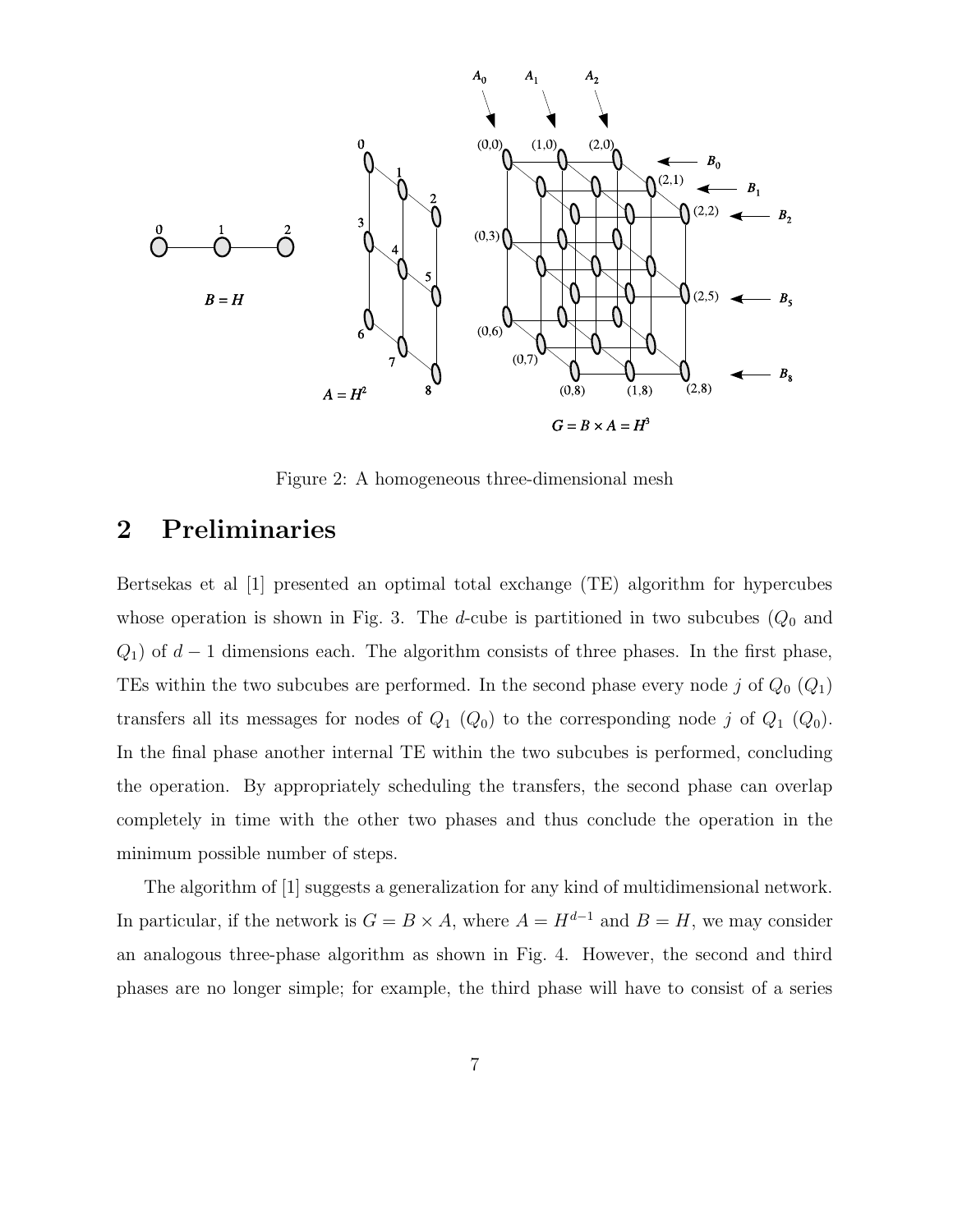Figure 2: A homogeneous three-dimensional mesh

## 2 Preliminaries

Bertsekas et al [1] presented an optimal total exchange (TE) algorithm for hypercubes whose operation is shown in Fig. 3. The $d$-cube is partitioned in two subcubes ($Q_0$ and $Q_1$) of $d-1$ dimensions each. The algorithm consists of three phases. In the first phase, TEs within the two subcubes are performed. In the second phase every node $j$ of $Q_0$ ($Q_1$) transfers all its messages for nodes of $Q_1$ ($Q_0$) to the corresponding node $j$ of $Q_1$ ($Q_0$). In the final phase another internal TE within the two subcubes is performed, concluding the operation. By appropriately scheduling the transfers, the second phase can overlap completely in time with the other two phases and thus conclude the operation in the minimum possible number of steps.

The algorithm of [1] suggests a generalization for any kind of multidimensional network. In particular, if the network is $G = B \times A$, where $A = H^{d-1}$ and $B = H$, we may consider an analogous three-phase algorithm as shown in Fig. 4. However, the second and third phases are no longer simple; for example, the third phase will have to consist of a series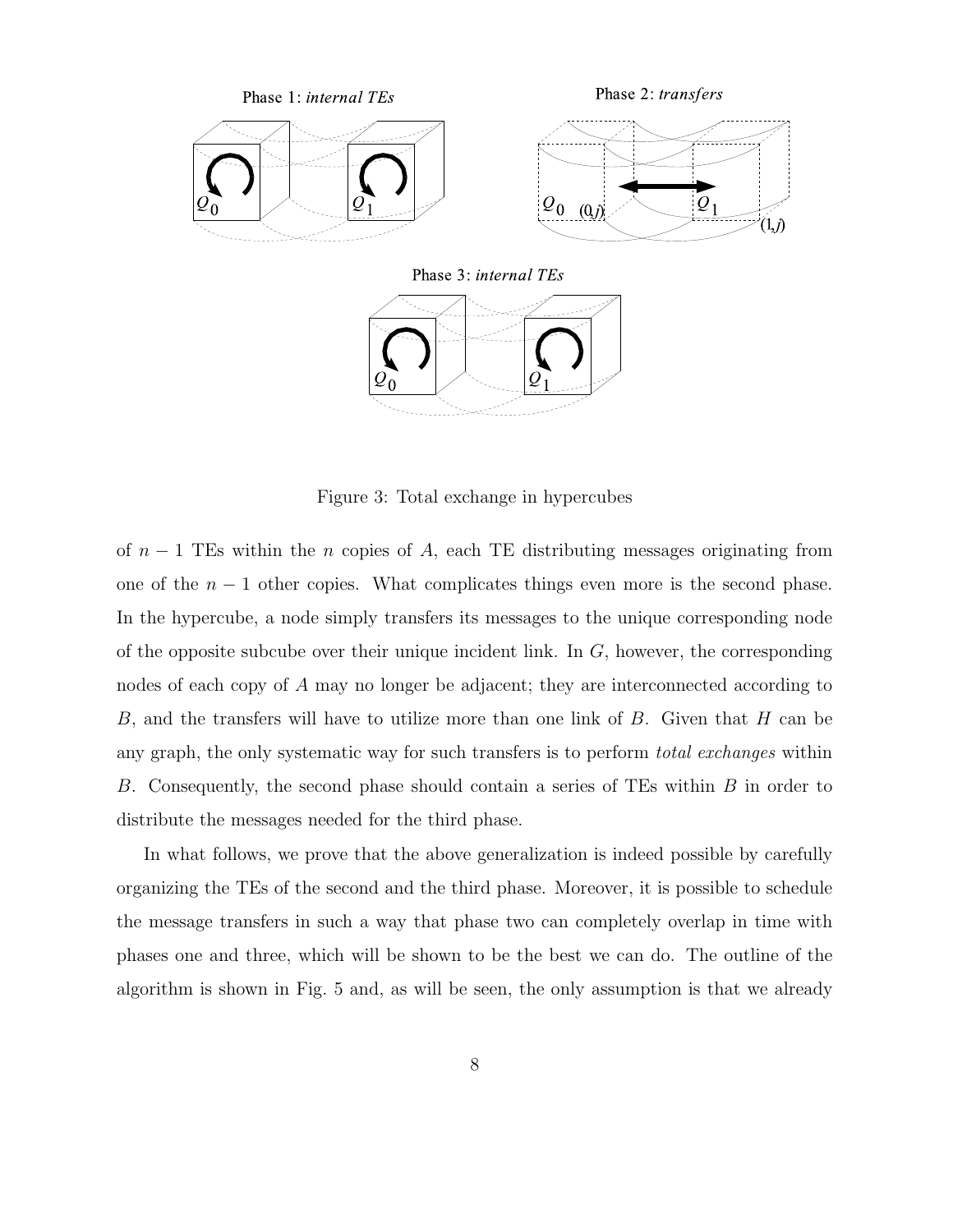Figure 3: Total exchange in hypercubes

of $n-1$ TEs within the $n$ copies of $A$, each TE distributing messages originating from one of the $n-1$ other copies. What complicates things even more is the second phase. In the hypercube, a node simply transfers its messages to the unique corresponding node of the opposite subcube over their unique incident link. In $G$, however, the corresponding nodes of each copy of $A$ may no longer be adjacent; they are interconnected according to $B$, and the transfers will have to utilize more than one link of $B$. Given that $H$ can be any graph, the only systematic way for such transfers is to perform *total exchanges* within $B$. Consequently, the second phase should contain a series of TEs within $B$ in order to distribute the messages needed for the third phase.

In what follows, we prove that the above generalization is indeed possible by carefully organizing the TEs of the second and the third phase. Moreover, it is possible to schedule the message transfers in such a way that phase two can completely overlap in time with phases one and three, which will be shown to be the best we can do. The outline of the algorithm is shown in Fig. 5 and, as will be seen, the only assumption is that we already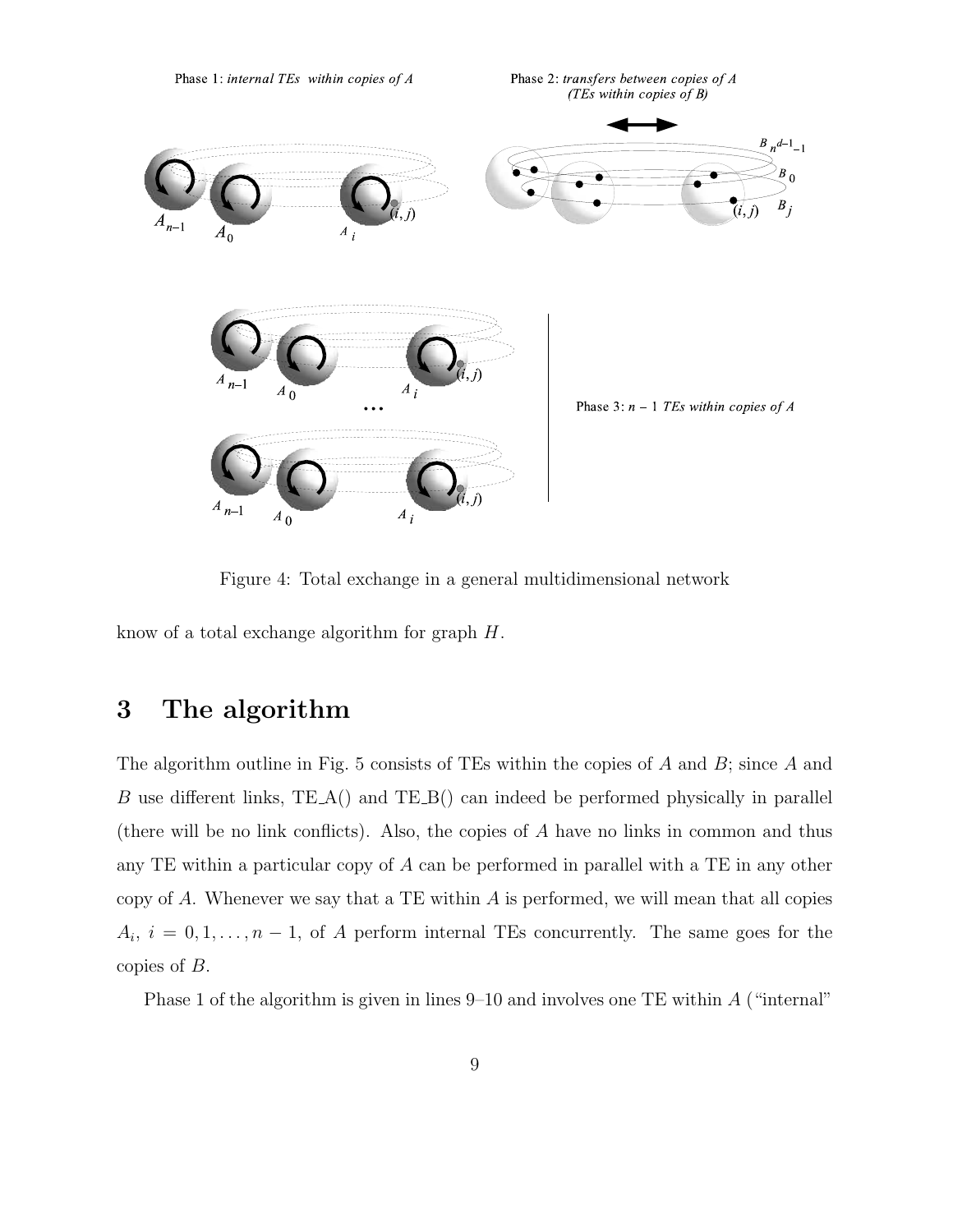Figure 4: Total exchange in a general multidimensional network

know of a total exchange algorithm for graph $H$.

# 3 The algorithm

The algorithm outline in Fig. 5 consists of TEs within the copies of $A$ and $B$; since $A$ and $B$ use different links, TE_A() and TE_B() can indeed be performed physically in parallel (there will be no link conflicts). Also, the copies of $A$ have no links in common and thus any TE within a particular copy of $A$ can be performed in parallel with a TE in any other copy of $A$. Whenever we say that a TE within $A$ is performed, we will mean that all copies $A_i$, $i = 0, 1, \ldots, n-1$, of $A$ perform internal TEs concurrently. The same goes for the copies of $B$.

Phase 1 of the algorithm is given in lines 9–10 and involves one TE within $A$ ("internal"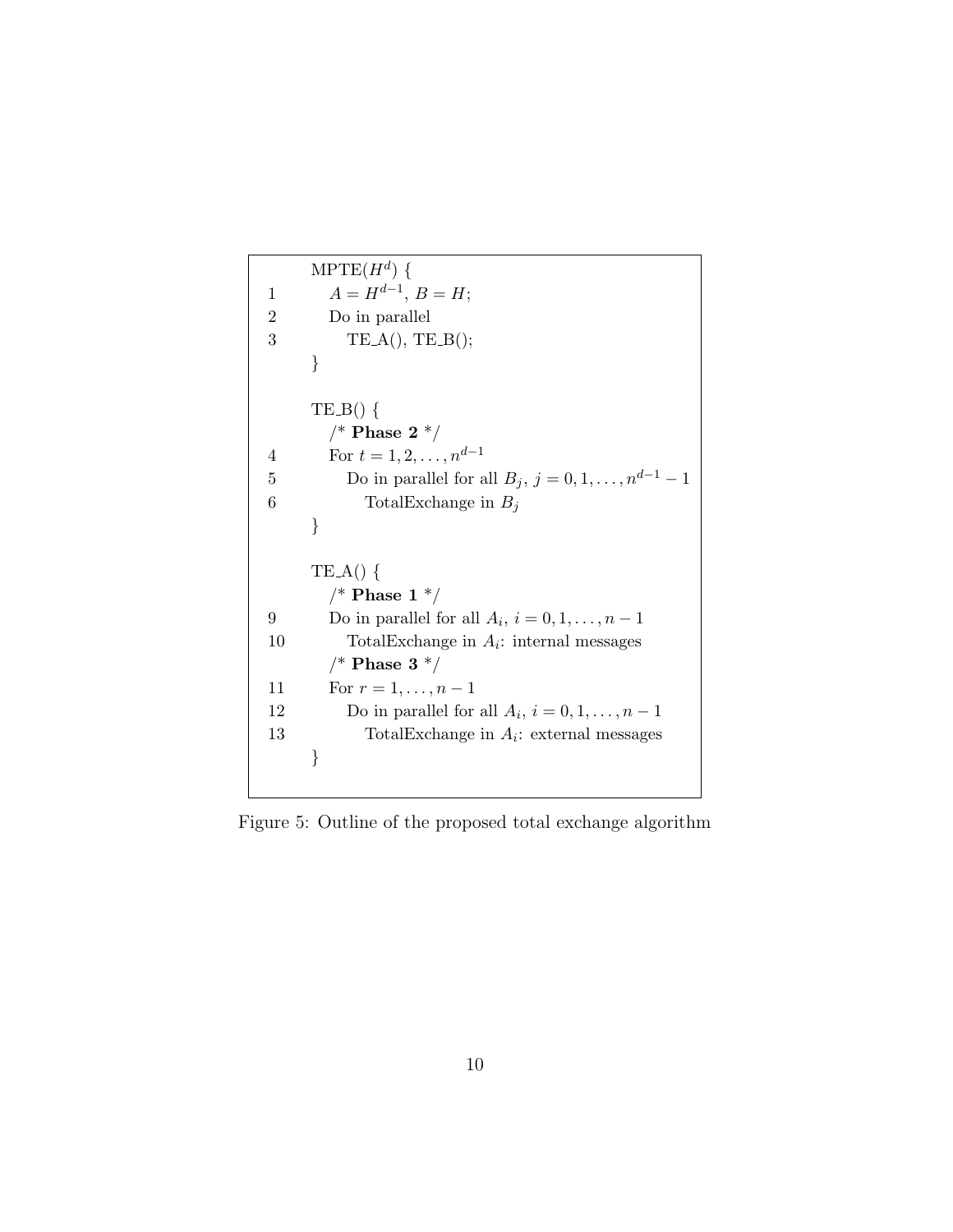```
    MPTE(H^d) {
1     A = H^{d-1}, B = H;
2     Do in parallel
3       TE_A(), TE_B();
    }

    TE_B() {
      /* Phase 2 */
4     For t = 1, 2, ..., n^{d-1}
5       Do in parallel for all B_j, j = 0, 1, ..., n^{d-1} - 1
6         TotalExchange in B_j
    }

    TE_A() {
      /* Phase 1 */
9     Do in parallel for all A_i, i = 0, 1, ..., n - 1
10      TotalExchange in A_i: internal messages
      /* Phase 3 */
11    For r = 1, ..., n - 1
12      Do in parallel for all A_i, i = 0, 1, ..., n - 1
13        TotalExchange in A_i: external messages
    }
```

Figure 5: Outline of the proposed total exchange algorithm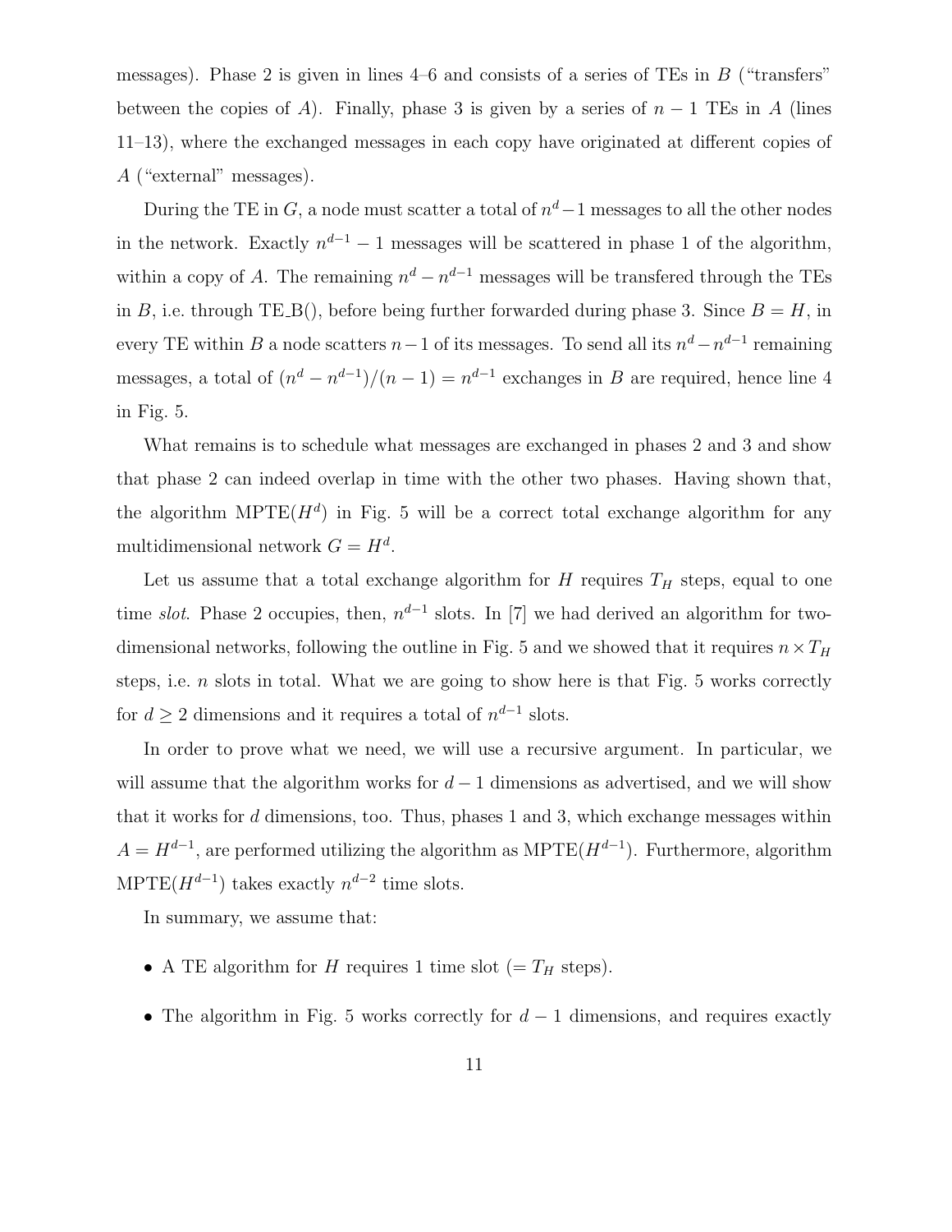messages). Phase 2 is given in lines 4–6 and consists of a series of TEs in $B$ ("transfers" between the copies of $A$). Finally, phase 3 is given by a series of $n-1$ TEs in $A$ (lines 11–13), where the exchanged messages in each copy have originated at different copies of $A$ ("external" messages).

During the TE in $G$, a node must scatter a total of $n^d - 1$ messages to all the other nodes in the network. Exactly $n^{d-1} - 1$ messages will be scattered in phase 1 of the algorithm, within a copy of $A$. The remaining $n^d - n^{d-1}$ messages will be transfered through the TEs in $B$, i.e. through TE_B(), before being further forwarded during phase 3. Since $B = H$, in every TE within $B$ a node scatters $n-1$ of its messages. To send all its $n^d - n^{d-1}$ remaining messages, a total of $(n^d - n^{d-1})/(n-1) = n^{d-1}$ exchanges in $B$ are required, hence line 4 in Fig. 5.

What remains is to schedule what messages are exchanged in phases 2 and 3 and show that phase 2 can indeed overlap in time with the other two phases. Having shown that, the algorithm MPTE($H^d$) in Fig. 5 will be a correct total exchange algorithm for any multidimensional network $G = H^d$.

Let us assume that a total exchange algorithm for $H$ requires $T_H$ steps, equal to one time *slot*. Phase 2 occupies, then, $n^{d-1}$ slots. In [7] we had derived an algorithm for two-dimensional networks, following the outline in Fig. 5 and we showed that it requires $n \times T_H$ steps, i.e. $n$ slots in total. What we are going to show here is that Fig. 5 works correctly for $d \geq 2$ dimensions and it requires a total of $n^{d-1}$ slots.

In order to prove what we need, we will use a recursive argument. In particular, we will assume that the algorithm works for $d-1$ dimensions as advertised, and we will show that it works for $d$ dimensions, too. Thus, phases 1 and 3, which exchange messages within $A = H^{d-1}$, are performed utilizing the algorithm as MPTE($H^{d-1}$). Furthermore, algorithm MPTE($H^{d-1}$) takes exactly $n^{d-2}$ time slots.

In summary, we assume that:

- A TE algorithm for $H$ requires 1 time slot ($= T_H$ steps).
- The algorithm in Fig. 5 works correctly for $d-1$ dimensions, and requires exactly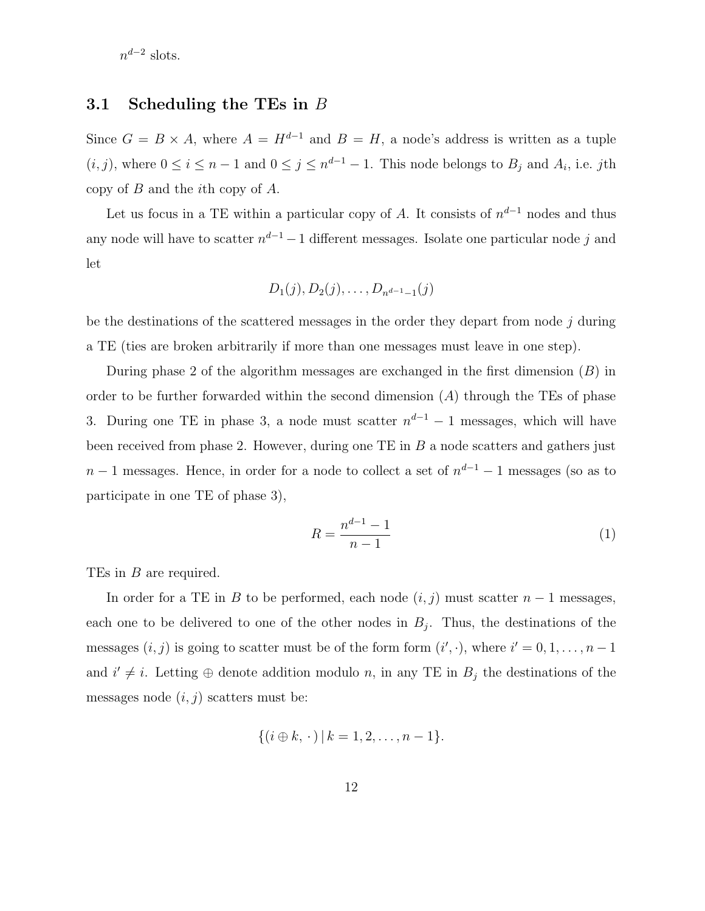$n^{d-2}$ slots.

### 3.1 Scheduling the TEs in $B$

Since $G = B \times A$, where $A = H^{d-1}$ and $B = H$, a node's address is written as a tuple $(i, j)$, where $0 \leq i \leq n-1$ and $0 \leq j \leq n^{d-1} - 1$. This node belongs to $B_j$ and $A_i$, i.e. $j$th copy of $B$ and the $i$th copy of $A$.

Let us focus in a TE within a particular copy of $A$. It consists of $n^{d-1}$ nodes and thus any node will have to scatter $n^{d-1} - 1$ different messages. Isolate one particular node $j$ and let

$$D_1(j), D_2(j), \ldots, D_{n^{d-1}-1}(j)$$

be the destinations of the scattered messages in the order they depart from node $j$ during a TE (ties are broken arbitrarily if more than one messages must leave in one step).

During phase 2 of the algorithm messages are exchanged in the first dimension ($B$) in order to be further forwarded within the second dimension ($A$) through the TEs of phase 3. During one TE in phase 3, a node must scatter $n^{d-1} - 1$ messages, which will have been received from phase 2. However, during one TE in $B$ a node scatters and gathers just $n - 1$ messages. Hence, in order for a node to collect a set of $n^{d-1} - 1$ messages (so as to participate in one TE of phase 3),

$$R = \frac{n^{d-1} - 1}{n - 1} \tag{1}$$

TEs in $B$ are required.

In order for a TE in $B$ to be performed, each node $(i, j)$ must scatter $n - 1$ messages, each one to be delivered to one of the other nodes in $B_j$. Thus, the destinations of the messages $(i, j)$ is going to scatter must be of the form form $(i', \cdot)$, where $i' = 0, 1, \ldots, n-1$ and $i' \neq i$. Letting $\oplus$ denote addition modulo $n$, in any TE in $B_j$ the destinations of the messages node $(i, j)$ scatters must be:

$$\{(i \oplus k, \cdot) \mid k = 1, 2, \ldots, n-1\}.$$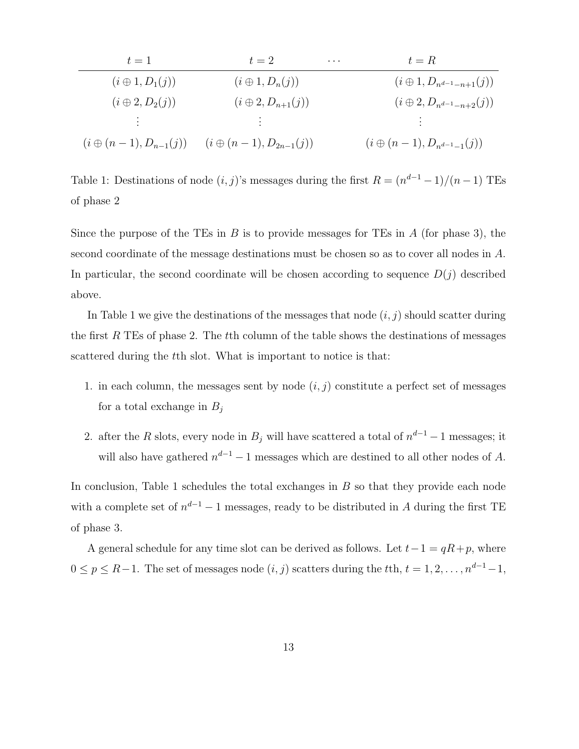| $t = 1$ | $t = 2$ | $\cdots$ | $t = R$ |
|---|---|---|---|
| $(i \oplus 1, D_1(j))$ | $(i \oplus 1, D_n(j))$ | | $(i \oplus 1, D_{n^{d-1}-n+1}(j))$ |
| $(i \oplus 2, D_2(j))$ | $(i \oplus 2, D_{n+1}(j))$ | | $(i \oplus 2, D_{n^{d-1}-n+2}(j))$ |
| $\vdots$ | $\vdots$ | | $\vdots$ |
| $(i \oplus (n-1), D_{n-1}(j))$ | $(i \oplus (n-1), D_{2n-1}(j))$ | | $(i \oplus (n-1), D_{n^{d-1}-1}(j))$ |

Table 1: Destinations of node $(i, j)$'s messages during the first $R = (n^{d-1} - 1)/(n - 1)$ TEs of phase 2

Since the purpose of the TEs in $B$ is to provide messages for TEs in $A$ (for phase 3), the second coordinate of the message destinations must be chosen so as to cover all nodes in $A$. In particular, the second coordinate will be chosen according to sequence $D(j)$ described above.

In Table 1 we give the destinations of the messages that node $(i, j)$ should scatter during the first $R$ TEs of phase 2. The $t$th column of the table shows the destinations of messages scattered during the $t$th slot. What is important to notice is that:

1. in each column, the messages sent by node $(i, j)$ constitute a perfect set of messages for a total exchange in $B_j$
2. after the $R$ slots, every node in $B_j$ will have scattered a total of $n^{d-1} - 1$ messages; it will also have gathered $n^{d-1} - 1$ messages which are destined to all other nodes of $A$.

In conclusion, Table 1 schedules the total exchanges in $B$ so that they provide each node with a complete set of $n^{d-1} - 1$ messages, ready to be distributed in $A$ during the first TE of phase 3.

A general schedule for any time slot can be derived as follows. Let $t - 1 = qR + p$, where $0 \leq p \leq R - 1$. The set of messages node $(i, j)$ scatters during the $t$th, $t = 1, 2, \ldots, n^{d-1} - 1$,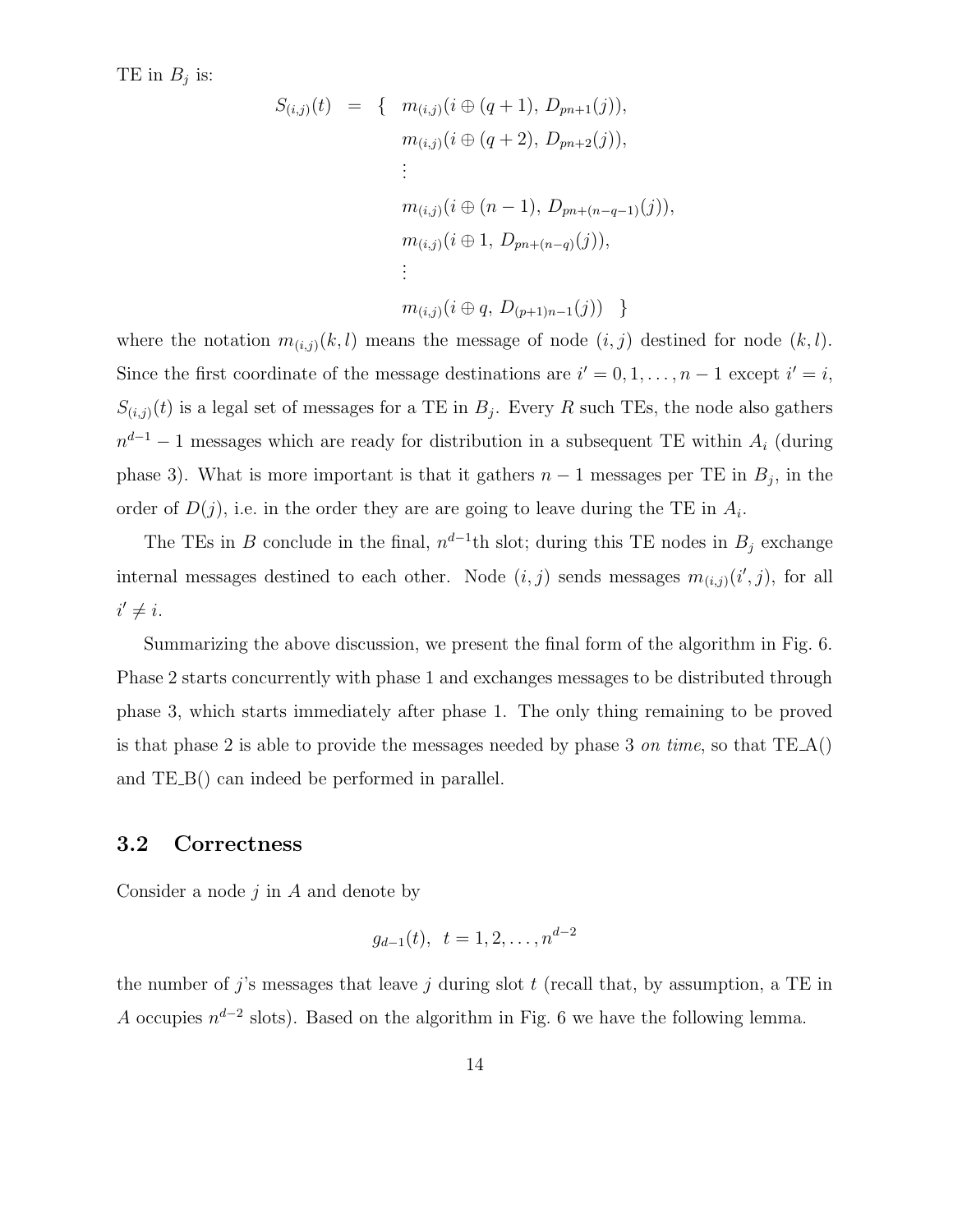TE in $B_j$ is:

$$
\begin{aligned}
S_{(i,j)}(t) \;=\; \{ \;\; & m_{(i,j)}(i \oplus (q+1),\, D_{pn+1}(j)), \\
& m_{(i,j)}(i \oplus (q+2),\, D_{pn+2}(j)), \\
& \vdots \\
& m_{(i,j)}(i \oplus (n-1),\, D_{pn+(n-q-1)}(j)), \\
& m_{(i,j)}(i \oplus 1,\, D_{pn+(n-q)}(j)), \\
& \vdots \\
& m_{(i,j)}(i \oplus q,\, D_{(p+1)n-1}(j)) \;\; \}
\end{aligned}
$$

where the notation $m_{(i,j)}(k,l)$ means the message of node $(i,j)$ destined for node $(k,l)$. Since the first coordinate of the message destinations are $i' = 0, 1, \ldots, n-1$ except $i' = i$, $S_{(i,j)}(t)$ is a legal set of messages for a TE in $B_j$. Every $R$ such TEs, the node also gathers $n^{d-1} - 1$ messages which are ready for distribution in a subsequent TE within $A_i$ (during phase 3). What is more important is that it gathers $n-1$ messages per TE in $B_j$, in the order of $D(j)$, i.e. in the order they are are going to leave during the TE in $A_i$.

The TEs in $B$ conclude in the final, $n^{d-1}$th slot; during this TE nodes in $B_j$ exchange internal messages destined to each other. Node $(i,j)$ sends messages $m_{(i,j)}(i',j)$, for all $i' \neq i$.

Summarizing the above discussion, we present the final form of the algorithm in Fig. 6. Phase 2 starts concurrently with phase 1 and exchanges messages to be distributed through phase 3, which starts immediately after phase 1. The only thing remaining to be proved is that phase 2 is able to provide the messages needed by phase 3 *on time*, so that TE_A() and TE_B() can indeed be performed in parallel.

## 3.2 Correctness

Consider a node $j$ in $A$ and denote by

$$
g_{d-1}(t), \;\; t = 1, 2, \ldots, n^{d-2}
$$

the number of $j$'s messages that leave $j$ during slot $t$ (recall that, by assumption, a TE in $A$ occupies $n^{d-2}$ slots). Based on the algorithm in Fig. 6 we have the following lemma.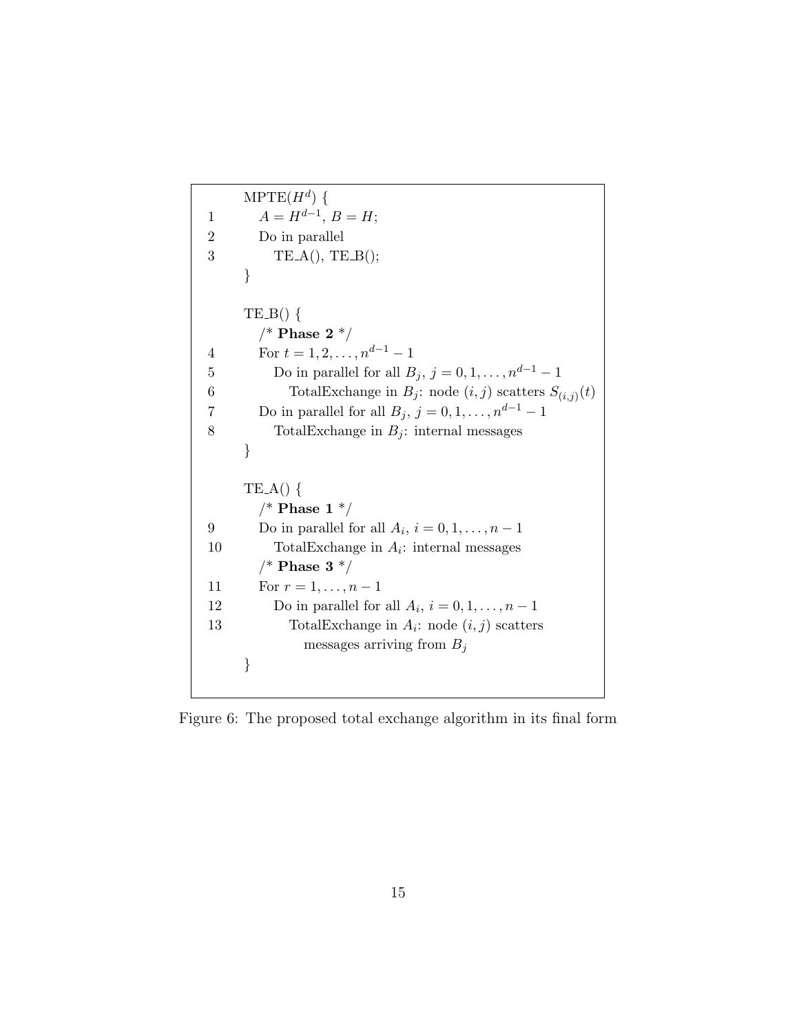```
      MPTE(H^d) {
1        A = H^{d-1}, B = H;
2        Do in parallel
3           TE_A(), TE_B();
      }

      TE_B() {
         /* Phase 2 */
4        For t = 1, 2, ..., n^{d-1} - 1
5           Do in parallel for all B_j, j = 0, 1, ..., n^{d-1} - 1
6              TotalExchange in B_j: node (i, j) scatters S_{(i,j)}(t)
7        Do in parallel for all B_j, j = 0, 1, ..., n^{d-1} - 1
8           TotalExchange in B_j: internal messages
      }

      TE_A() {
         /* Phase 1 */
9        Do in parallel for all A_i, i = 0, 1, ..., n - 1
10          TotalExchange in A_i: internal messages
         /* Phase 3 */
11       For r = 1, ..., n - 1
12          Do in parallel for all A_i, i = 0, 1, ..., n - 1
13             TotalExchange in A_i: node (i, j) scatters
                  messages arriving from B_j
      }
```

Figure 6: The proposed total exchange algorithm in its final form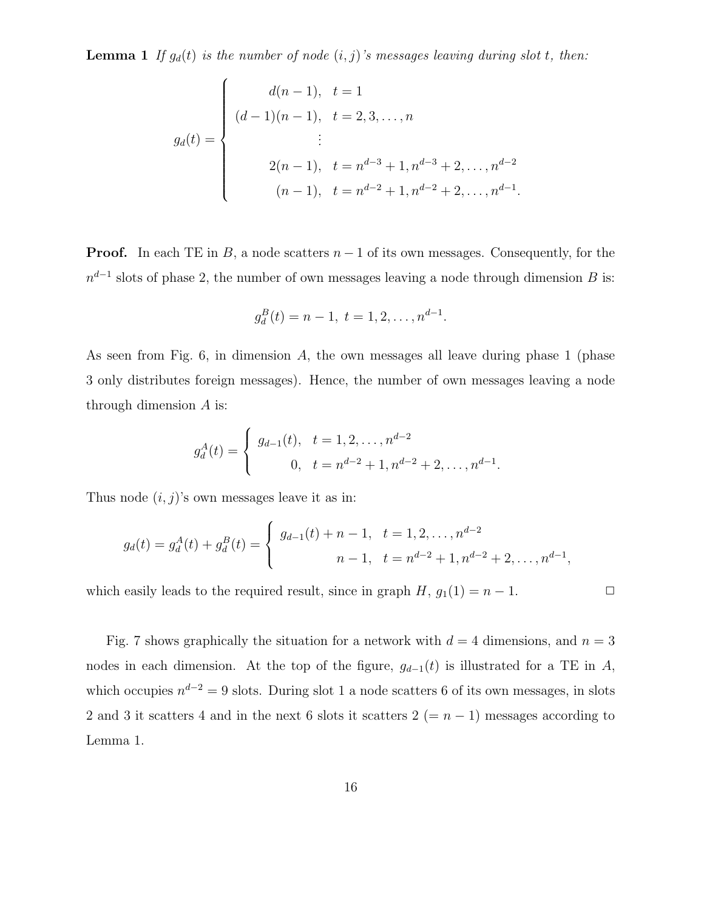**Lemma 1** *If $g_d(t)$ is the number of node $(i,j)$'s messages leaving during slot $t$, then:*

$$
g_d(t) = \begin{cases} d(n-1), & t = 1 \\ (d-1)(n-1), & t = 2, 3, \ldots, n \\ \vdots & \\ 2(n-1), & t = n^{d-3}+1, n^{d-3}+2, \ldots, n^{d-2} \\ (n-1), & t = n^{d-2}+1, n^{d-2}+2, \ldots, n^{d-1}. \end{cases}
$$

**Proof.** In each TE in $B$, a node scatters $n-1$ of its own messages. Consequently, for the $n^{d-1}$ slots of phase 2, the number of own messages leaving a node through dimension $B$ is:

$$
g_d^B(t) = n-1, \ t = 1, 2, \ldots, n^{d-1}.
$$

As seen from Fig. 6, in dimension $A$, the own messages all leave during phase 1 (phase 3 only distributes foreign messages). Hence, the number of own messages leaving a node through dimension $A$ is:

$$
g_d^A(t) = \begin{cases} g_{d-1}(t), & t = 1, 2, \ldots, n^{d-2} \\ 0, & t = n^{d-2}+1, n^{d-2}+2, \ldots, n^{d-1}. \end{cases}
$$

Thus node $(i,j)$'s own messages leave it as in:

$$
g_d(t) = g_d^A(t) + g_d^B(t) = \begin{cases} g_{d-1}(t) + n - 1, & t = 1, 2, \ldots, n^{d-2} \\ n-1, & t = n^{d-2}+1, n^{d-2}+2, \ldots, n^{d-1}, \end{cases}
$$

which easily leads to the required result, since in graph $H$, $g_1(1) = n-1$. □

Fig. 7 shows graphically the situation for a network with $d = 4$ dimensions, and $n = 3$ nodes in each dimension. At the top of the figure, $g_{d-1}(t)$ is illustrated for a TE in $A$, which occupies $n^{d-2} = 9$ slots. During slot 1 a node scatters 6 of its own messages, in slots 2 and 3 it scatters 4 and in the next 6 slots it scatters 2 ($= n-1$) messages according to Lemma 1.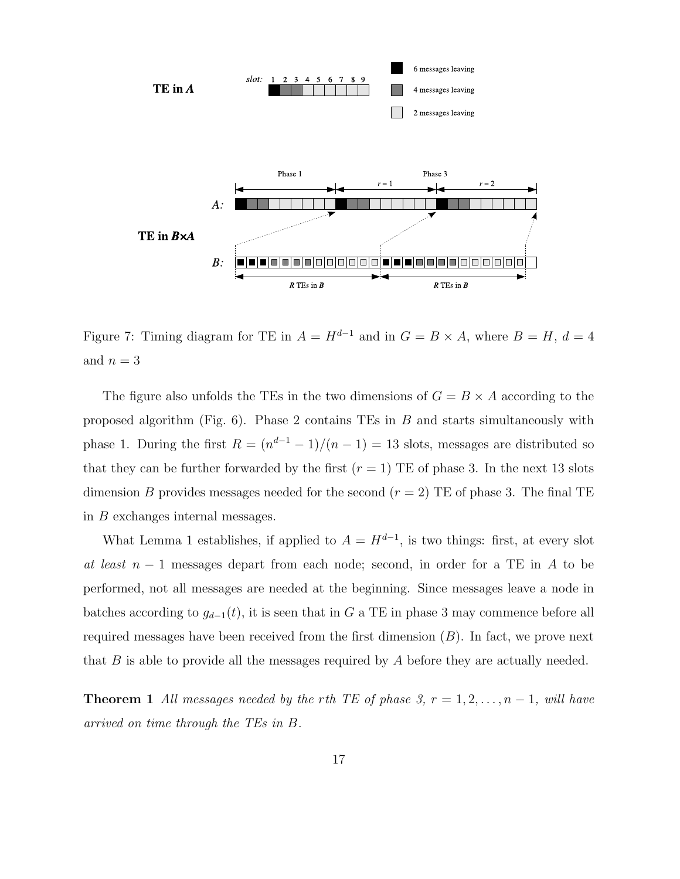Figure 7: Timing diagram for TE in $A = H^{d-1}$ and in $G = B \times A$, where $B = H$, $d = 4$ and $n = 3$

The figure also unfolds the TEs in the two dimensions of $G = B \times A$ according to the proposed algorithm (Fig. 6). Phase 2 contains TEs in $B$ and starts simultaneously with phase 1. During the first $R = (n^{d-1} - 1)/(n - 1) = 13$ slots, messages are distributed so that they can be further forwarded by the first ($r = 1$) TE of phase 3. In the next 13 slots dimension $B$ provides messages needed for the second ($r = 2$) TE of phase 3. The final TE in $B$ exchanges internal messages.

What Lemma 1 establishes, if applied to $A = H^{d-1}$, is two things: first, at every slot *at least* $n - 1$ messages depart from each node; second, in order for a TE in $A$ to be performed, not all messages are needed at the beginning. Since messages leave a node in batches according to $g_{d-1}(t)$, it is seen that in $G$ a TE in phase 3 may commence before all required messages have been received from the first dimension ($B$). In fact, we prove next that $B$ is able to provide all the messages required by $A$ before they are actually needed.

**Theorem 1** *All messages needed by the $r$th TE of phase 3, $r = 1, 2, \ldots, n - 1$, will have arrived on time through the TEs in $B$.*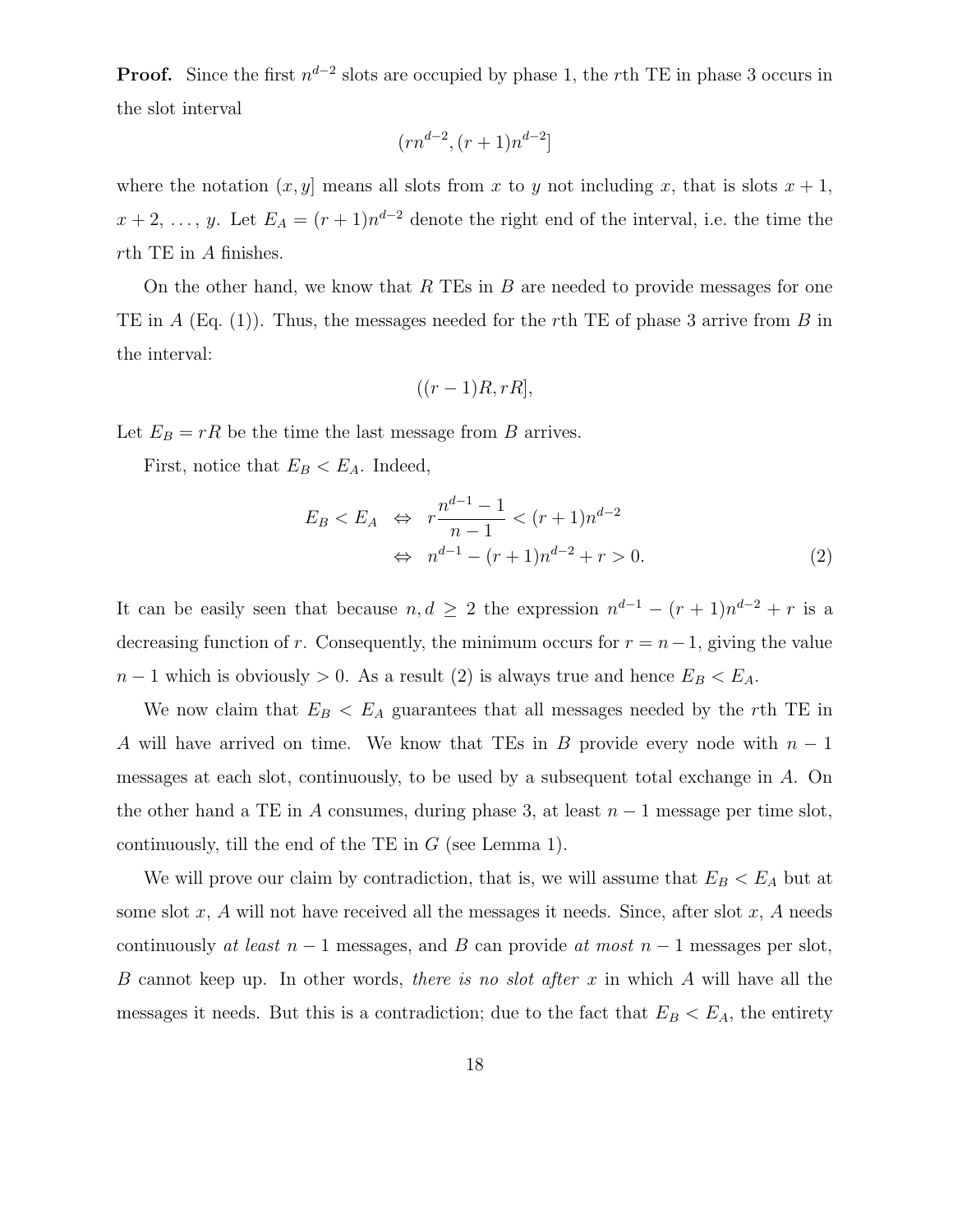**Proof.** Since the first $n^{d-2}$ slots are occupied by phase 1, the $r$th TE in phase 3 occurs in the slot interval

$$(rn^{d-2}, (r+1)n^{d-2}]$$

where the notation $(x, y]$ means all slots from $x$ to $y$ not including $x$, that is slots $x+1$, $x+2$, ..., $y$. Let $E_A = (r+1)n^{d-2}$ denote the right end of the interval, i.e. the time the $r$th TE in $A$ finishes.

On the other hand, we know that $R$ TEs in $B$ are needed to provide messages for one TE in $A$ (Eq. (1)). Thus, the messages needed for the $r$th TE of phase 3 arrive from $B$ in the interval:

$$((r-1)R, rR],$$

Let $E_B = rR$ be the time the last message from $B$ arrives.

First, notice that $E_B < E_A$. Indeed,

$$\begin{aligned} E_B < E_A \quad &\Leftrightarrow \quad r\frac{n^{d-1}-1}{n-1} < (r+1)n^{d-2} \\ &\Leftrightarrow \quad n^{d-1} - (r+1)n^{d-2} + r > 0. \end{aligned} \tag{2}$$

It can be easily seen that because $n, d \geq 2$ the expression $n^{d-1} - (r+1)n^{d-2} + r$ is a decreasing function of $r$. Consequently, the minimum occurs for $r = n-1$, giving the value $n-1$ which is obviously $> 0$. As a result (2) is always true and hence $E_B < E_A$.

We now claim that $E_B < E_A$ guarantees that all messages needed by the $r$th TE in $A$ will have arrived on time. We know that TEs in $B$ provide every node with $n-1$ messages at each slot, continuously, to be used by a subsequent total exchange in $A$. On the other hand a TE in $A$ consumes, during phase 3, at least $n-1$ message per time slot, continuously, till the end of the TE in $G$ (see Lemma 1).

We will prove our claim by contradiction, that is, we will assume that $E_B < E_A$ but at some slot $x$, $A$ will not have received all the messages it needs. Since, after slot $x$, $A$ needs continuously *at least* $n-1$ messages, and $B$ can provide *at most* $n-1$ messages per slot, $B$ cannot keep up. In other words, *there is no slot after* $x$ in which $A$ will have all the messages it needs. But this is a contradiction; due to the fact that $E_B < E_A$, the entirety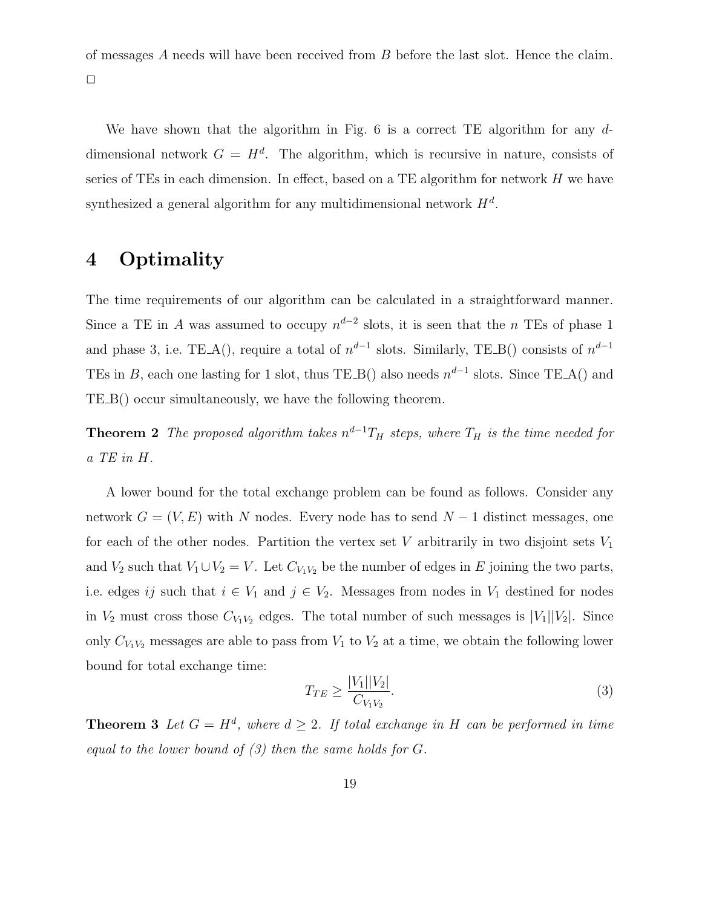of messages $A$ needs will have been received from $B$ before the last slot. Hence the claim. □

We have shown that the algorithm in Fig. 6 is a correct TE algorithm for any $d$-dimensional network $G = H^d$. The algorithm, which is recursive in nature, consists of series of TEs in each dimension. In effect, based on a TE algorithm for network $H$ we have synthesized a general algorithm for any multidimensional network $H^d$.

# 4 Optimality

The time requirements of our algorithm can be calculated in a straightforward manner. Since a TE in $A$ was assumed to occupy $n^{d-2}$ slots, it is seen that the $n$ TEs of phase 1 and phase 3, i.e. TE_A(), require a total of $n^{d-1}$ slots. Similarly, TE_B() consists of $n^{d-1}$ TEs in $B$, each one lasting for 1 slot, thus TE_B() also needs $n^{d-1}$ slots. Since TE_A() and TE_B() occur simultaneously, we have the following theorem.

**Theorem 2** *The proposed algorithm takes $n^{d-1}T_H$ steps, where $T_H$ is the time needed for a TE in $H$.*

A lower bound for the total exchange problem can be found as follows. Consider any network $G = (V, E)$ with $N$ nodes. Every node has to send $N - 1$ distinct messages, one for each of the other nodes. Partition the vertex set $V$ arbitrarily in two disjoint sets $V_1$ and $V_2$ such that $V_1 \cup V_2 = V$. Let $C_{V_1V_2}$ be the number of edges in $E$ joining the two parts, i.e. edges $ij$ such that $i \in V_1$ and $j \in V_2$. Messages from nodes in $V_1$ destined for nodes in $V_2$ must cross those $C_{V_1V_2}$ edges. The total number of such messages is $|V_1||V_2|$. Since only $C_{V_1V_2}$ messages are able to pass from $V_1$ to $V_2$ at a time, we obtain the following lower bound for total exchange time:

$$T_{TE} \geq \frac{|V_1||V_2|}{C_{V_1V_2}}. \tag{3}$$

**Theorem 3** *Let $G = H^d$, where $d \geq 2$. If total exchange in $H$ can be performed in time equal to the lower bound of (3) then the same holds for $G$.*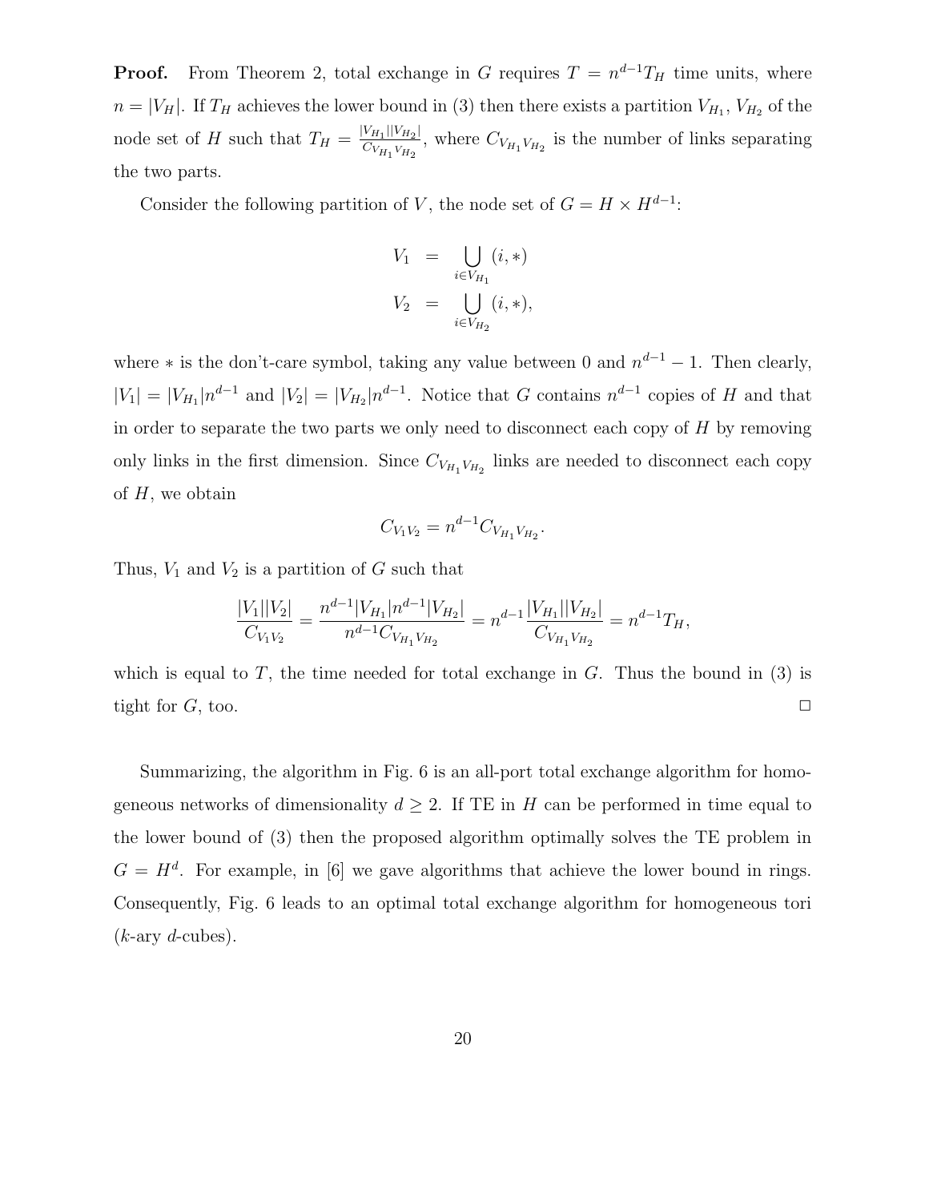**Proof.** From Theorem 2, total exchange in $G$ requires $T = n^{d-1}T_H$ time units, where $n = |V_H|$. If $T_H$ achieves the lower bound in (3) then there exists a partition $V_{H_1}$, $V_{H_2}$ of the node set of $H$ such that $T_H = \frac{|V_{H_1}||V_{H_2}|}{C_{V_{H_1}V_{H_2}}}$, where $C_{V_{H_1}V_{H_2}}$ is the number of links separating the two parts.

Consider the following partition of $V$, the node set of $G = H \times H^{d-1}$:

$$
\begin{aligned}
V_1 &= \bigcup_{i \in V_{H_1}} (i, *) \\
V_2 &= \bigcup_{i \in V_{H_2}} (i, *),
\end{aligned}
$$

where $*$ is the don't-care symbol, taking any value between 0 and $n^{d-1} - 1$. Then clearly, $|V_1| = |V_{H_1}|n^{d-1}$ and $|V_2| = |V_{H_2}|n^{d-1}$. Notice that $G$ contains $n^{d-1}$ copies of $H$ and that in order to separate the two parts we only need to disconnect each copy of $H$ by removing only links in the first dimension. Since $C_{V_{H_1}V_{H_2}}$ links are needed to disconnect each copy of $H$, we obtain

$$
C_{V_1V_2} = n^{d-1}C_{V_{H_1}V_{H_2}}.
$$

Thus, $V_1$ and $V_2$ is a partition of $G$ such that

$$
\frac{|V_1||V_2|}{C_{V_1V_2}} = \frac{n^{d-1}|V_{H_1}|n^{d-1}|V_{H_2}|}{n^{d-1}C_{V_{H_1}V_{H_2}}} = n^{d-1}\frac{|V_{H_1}||V_{H_2}|}{C_{V_{H_1}V_{H_2}}} = n^{d-1}T_H,
$$

which is equal to $T$, the time needed for total exchange in $G$. Thus the bound in (3) is tight for $G$, too. □

Summarizing, the algorithm in Fig. 6 is an all-port total exchange algorithm for homogeneous networks of dimensionality $d \geq 2$. If TE in $H$ can be performed in time equal to the lower bound of (3) then the proposed algorithm optimally solves the TE problem in $G = H^d$. For example, in [6] we gave algorithms that achieve the lower bound in rings. Consequently, Fig. 6 leads to an optimal total exchange algorithm for homogeneous tori ($k$-ary $d$-cubes).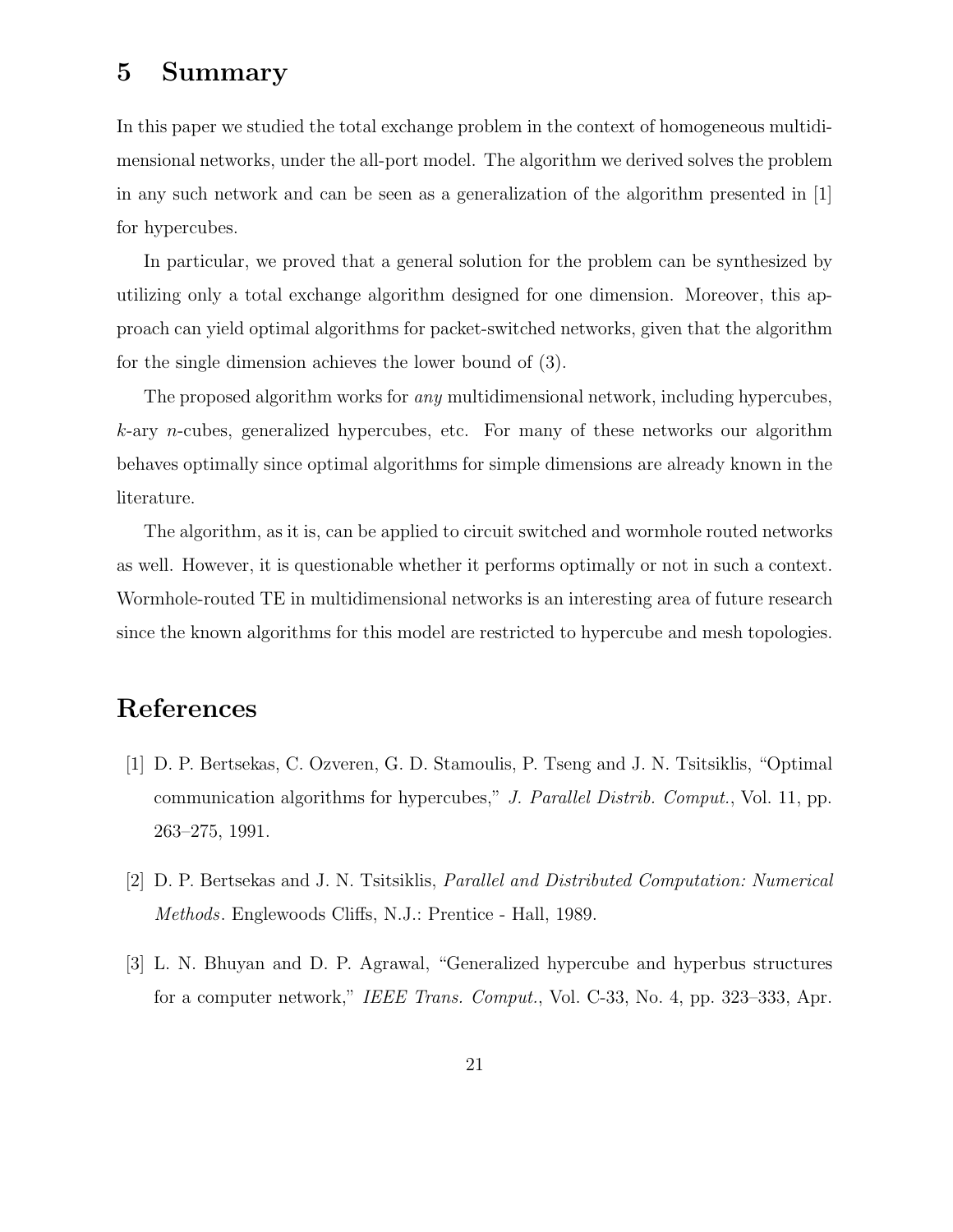## 5 Summary

In this paper we studied the total exchange problem in the context of homogeneous multidimensional networks, under the all-port model. The algorithm we derived solves the problem in any such network and can be seen as a generalization of the algorithm presented in [1] for hypercubes.

In particular, we proved that a general solution for the problem can be synthesized by utilizing only a total exchange algorithm designed for one dimension. Moreover, this approach can yield optimal algorithms for packet-switched networks, given that the algorithm for the single dimension achieves the lower bound of (3).

The proposed algorithm works for *any* multidimensional network, including hypercubes, $k$-ary $n$-cubes, generalized hypercubes, etc. For many of these networks our algorithm behaves optimally since optimal algorithms for simple dimensions are already known in the literature.

The algorithm, as it is, can be applied to circuit switched and wormhole routed networks as well. However, it is questionable whether it performs optimally or not in such a context. Wormhole-routed TE in multidimensional networks is an interesting area of future research since the known algorithms for this model are restricted to hypercube and mesh topologies.

## References

[1] D. P. Bertsekas, C. Ozveren, G. D. Stamoulis, P. Tseng and J. N. Tsitsiklis, "Optimal communication algorithms for hypercubes," *J. Parallel Distrib. Comput.*, Vol. 11, pp. 263–275, 1991.

[2] D. P. Bertsekas and J. N. Tsitsiklis, *Parallel and Distributed Computation: Numerical Methods*. Englewoods Cliffs, N.J.: Prentice - Hall, 1989.

[3] L. N. Bhuyan and D. P. Agrawal, "Generalized hypercube and hyperbus structures for a computer network," *IEEE Trans. Comput.*, Vol. C-33, No. 4, pp. 323–333, Apr.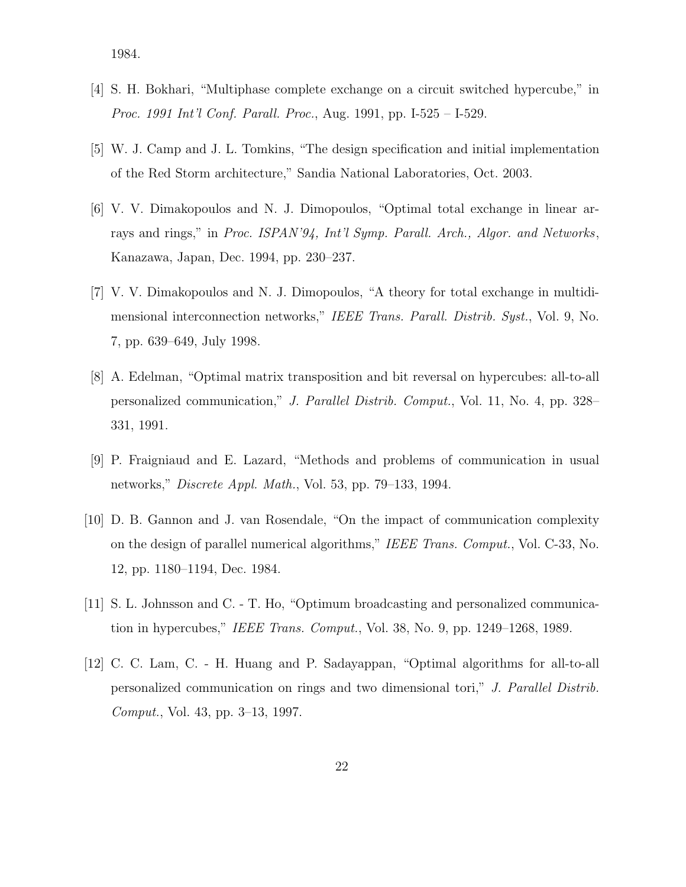1984.

[4] S. H. Bokhari, "Multiphase complete exchange on a circuit switched hypercube," in *Proc. 1991 Int'l Conf. Parall. Proc.*, Aug. 1991, pp. I-525 – I-529.

[5] W. J. Camp and J. L. Tomkins, "The design specification and initial implementation of the Red Storm architecture," Sandia National Laboratories, Oct. 2003.

[6] V. V. Dimakopoulos and N. J. Dimopoulos, "Optimal total exchange in linear arrays and rings," in *Proc. ISPAN'94, Int'l Symp. Parall. Arch., Algor. and Networks*, Kanazawa, Japan, Dec. 1994, pp. 230–237.

[7] V. V. Dimakopoulos and N. J. Dimopoulos, "A theory for total exchange in multidimensional interconnection networks," *IEEE Trans. Parall. Distrib. Syst.*, Vol. 9, No. 7, pp. 639–649, July 1998.

[8] A. Edelman, "Optimal matrix transposition and bit reversal on hypercubes: all-to-all personalized communication," *J. Parallel Distrib. Comput.*, Vol. 11, No. 4, pp. 328–331, 1991.

[9] P. Fraigniaud and E. Lazard, "Methods and problems of communication in usual networks," *Discrete Appl. Math.*, Vol. 53, pp. 79–133, 1994.

[10] D. B. Gannon and J. van Rosendale, "On the impact of communication complexity on the design of parallel numerical algorithms," *IEEE Trans. Comput.*, Vol. C-33, No. 12, pp. 1180–1194, Dec. 1984.

[11] S. L. Johnsson and C. - T. Ho, "Optimum broadcasting and personalized communication in hypercubes," *IEEE Trans. Comput.*, Vol. 38, No. 9, pp. 1249–1268, 1989.

[12] C. C. Lam, C. - H. Huang and P. Sadayappan, "Optimal algorithms for all-to-all personalized communication on rings and two dimensional tori," *J. Parallel Distrib. Comput.*, Vol. 43, pp. 3–13, 1997.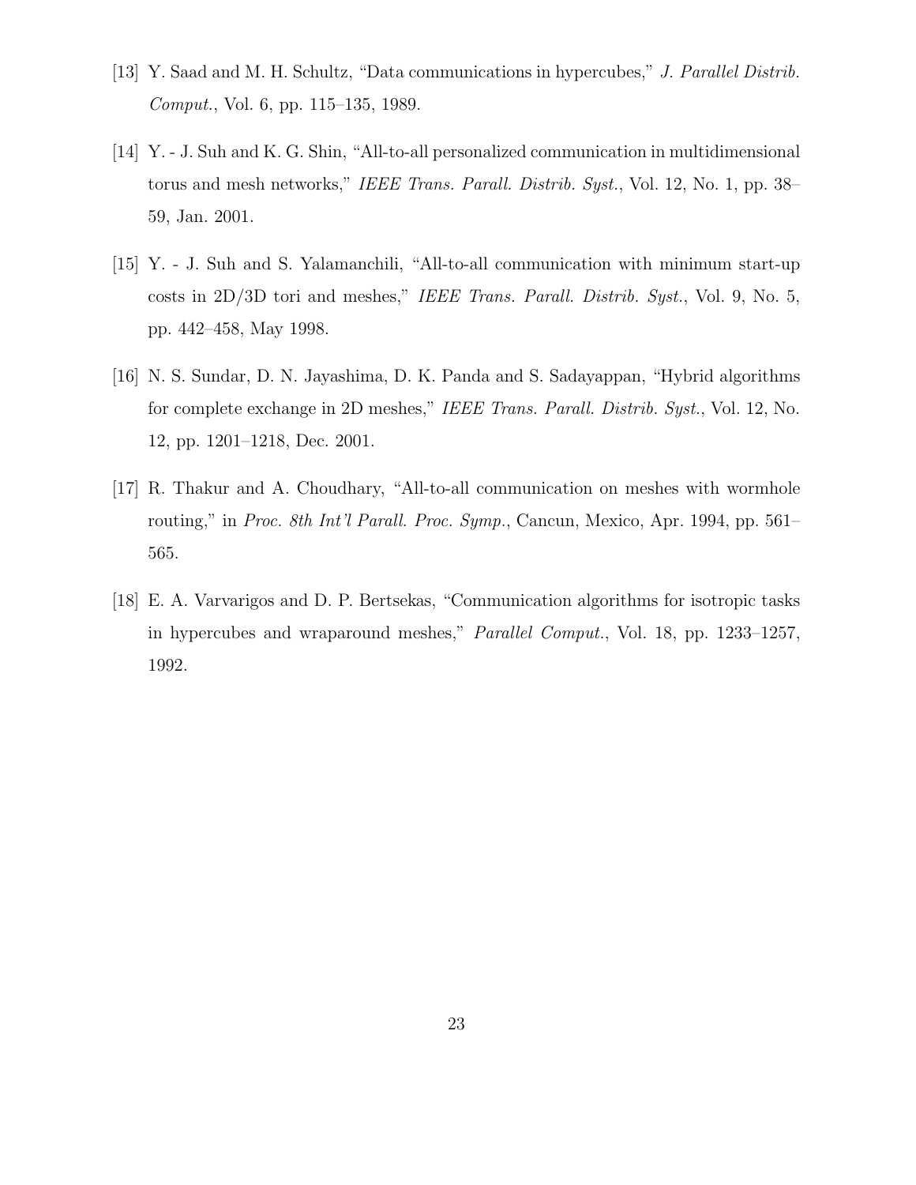[13] Y. Saad and M. H. Schultz, "Data communications in hypercubes," *J. Parallel Distrib. Comput.*, Vol. 6, pp. 115–135, 1989.

[14] Y. - J. Suh and K. G. Shin, "All-to-all personalized communication in multidimensional torus and mesh networks," *IEEE Trans. Parall. Distrib. Syst.*, Vol. 12, No. 1, pp. 38–59, Jan. 2001.

[15] Y. - J. Suh and S. Yalamanchili, "All-to-all communication with minimum start-up costs in 2D/3D tori and meshes," *IEEE Trans. Parall. Distrib. Syst.*, Vol. 9, No. 5, pp. 442–458, May 1998.

[16] N. S. Sundar, D. N. Jayashima, D. K. Panda and S. Sadayappan, "Hybrid algorithms for complete exchange in 2D meshes," *IEEE Trans. Parall. Distrib. Syst.*, Vol. 12, No. 12, pp. 1201–1218, Dec. 2001.

[17] R. Thakur and A. Choudhary, "All-to-all communication on meshes with wormhole routing," in *Proc. 8th Int'l Parall. Proc. Symp.*, Cancun, Mexico, Apr. 1994, pp. 561–565.

[18] E. A. Varvarigos and D. P. Bertsekas, "Communication algorithms for isotropic tasks in hypercubes and wraparound meshes," *Parallel Comput.*, Vol. 18, pp. 1233–1257, 1992.